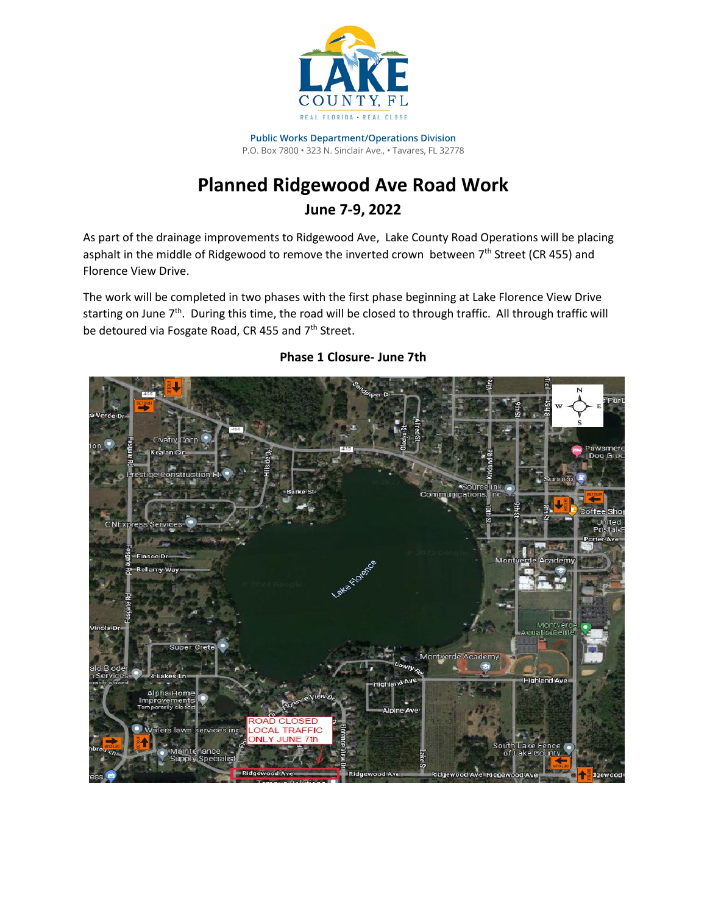**Public Works Department/Operations Division**
P.O. Box 7800 • 323 N. Sinclair Ave., • Tavares, FL 32778

# Planned Ridgewood Ave Road Work

## June 7-9, 2022

As part of the drainage improvements to Ridgewood Ave, Lake County Road Operations will be placing asphalt in the middle of Ridgewood to remove the inverted crown between 7th Street (CR 455) and Florence View Drive.

The work will be completed in two phases with the first phase beginning at Lake Florence View Drive starting on June 7th. During this time, the road will be closed to through traffic. All through traffic will be detoured via Fosgate Road, CR 455 and 7th Street.

**Phase 1 Closure- June 7th**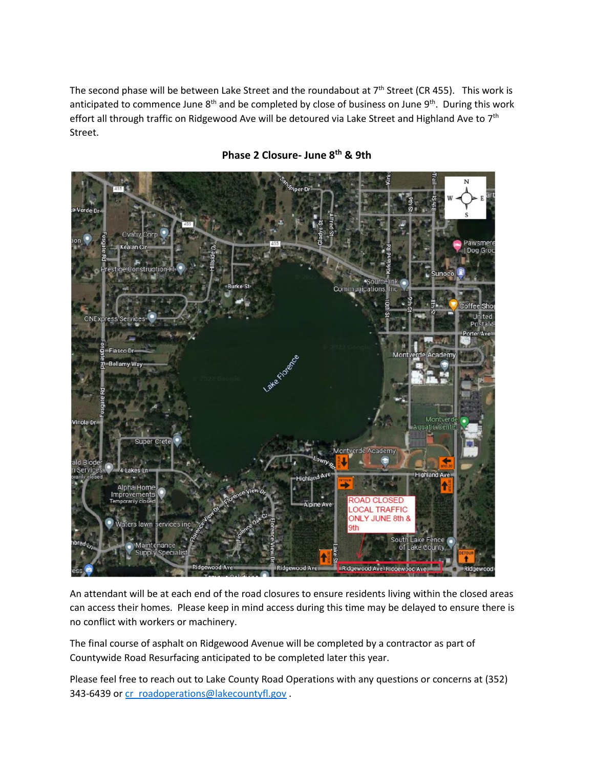The second phase will be between Lake Street and the roundabout at 7th Street (CR 455). This work is anticipated to commence June 8th and be completed by close of business on June 9th. During this work effort all through traffic on Ridgewood Ave will be detoured via Lake Street and Highland Ave to 7th Street.

**Phase 2 Closure- June 8th & 9th**

An attendant will be at each end of the road closures to ensure residents living within the closed areas can access their homes. Please keep in mind access during this time may be delayed to ensure there is no conflict with workers or machinery.

The final course of asphalt on Ridgewood Avenue will be completed by a contractor as part of Countywide Road Resurfacing anticipated to be completed later this year.

Please feel free to reach out to Lake County Road Operations with any questions or concerns at (352) 343-6439 or cr_roadoperations@lakecountyfl.gov .